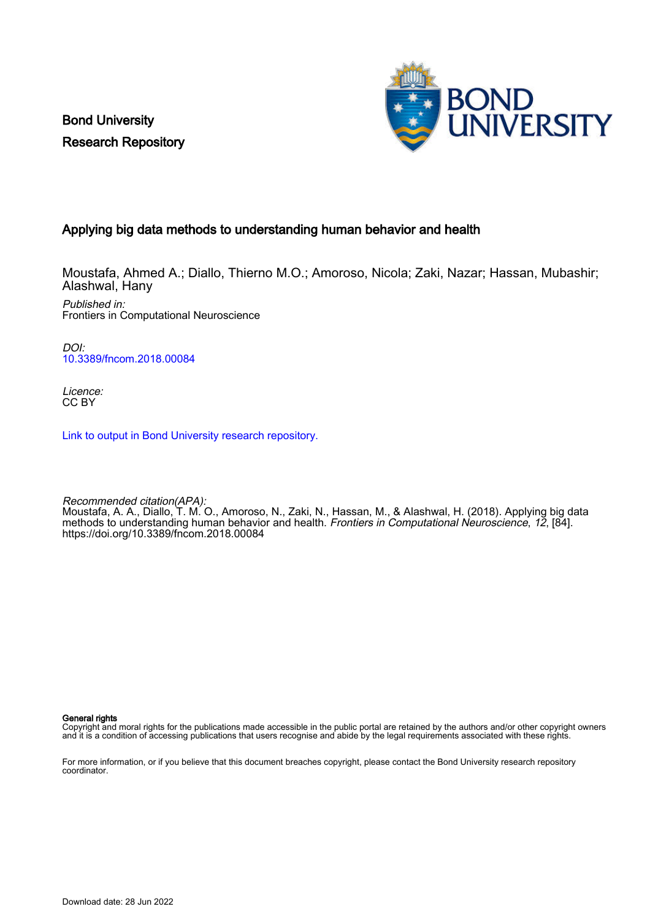Bond University
Research Repository

## Applying big data methods to understanding human behavior and health

Moustafa, Ahmed A.; Diallo, Thierno M.O.; Amoroso, Nicola; Zaki, Nazar; Hassan, Mubashir; Alashwal, Hany

*Published in:*
Frontiers in Computational Neuroscience

*DOI:*
10.3389/fncom.2018.00084

*Licence:*
CC BY

Link to output in Bond University research repository.

*Recommended citation(APA):*
Moustafa, A. A., Diallo, T. M. O., Amoroso, N., Zaki, N., Hassan, M., & Alashwal, H. (2018). Applying big data methods to understanding human behavior and health. *Frontiers in Computational Neuroscience*, *12*, [84]. https://doi.org/10.3389/fncom.2018.00084

**General rights**
Copyright and moral rights for the publications made accessible in the public portal are retained by the authors and/or other copyright owners and it is a condition of accessing publications that users recognise and abide by the legal requirements associated with these rights.

For more information, or if you believe that this document breaches copyright, please contact the Bond University research repository coordinator.

Download date: 28 Jun 2022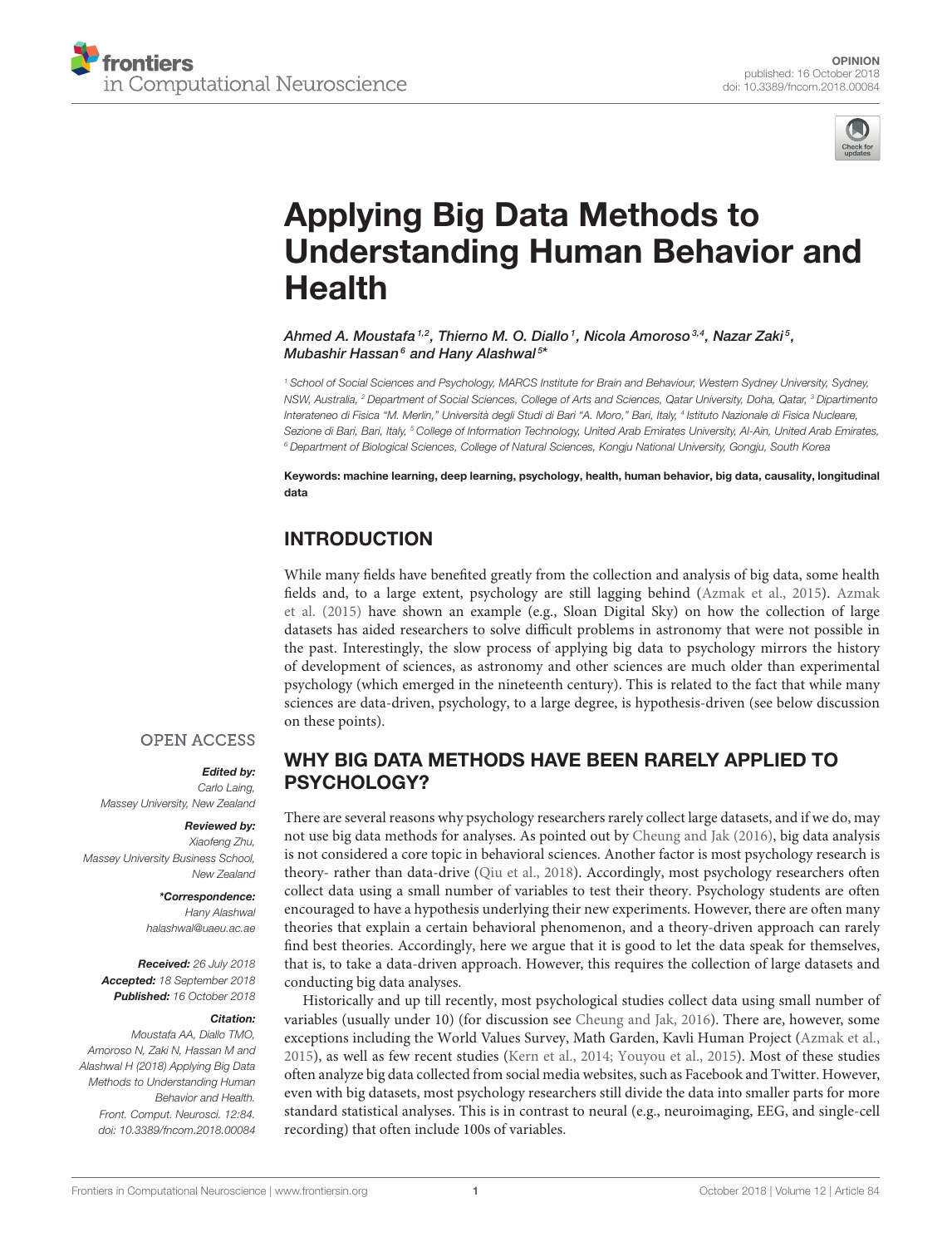OPINION
published: 16 October 2018
doi: 10.3389/fncom.2018.00084

# Applying Big Data Methods to Understanding Human Behavior and Health

*Ahmed A. Moustafa[1,2], Thierno M. O. Diallo[1], Nicola Amoroso[3,4], Nazar Zaki[5], Mubashir Hassan[6] and Hany Alashwal[5]**

[1] School of Social Sciences and Psychology, MARCS Institute for Brain and Behaviour, Western Sydney University, Sydney, NSW, Australia, [2] Department of Social Sciences, College of Arts and Sciences, Qatar University, Doha, Qatar, [3] Dipartimento Interateneo di Fisica "M. Merlin," Università degli Studi di Bari "A. Moro," Bari, Italy, [4] Istituto Nazionale di Fisica Nucleare, Sezione di Bari, Bari, Italy, [5] College of Information Technology, United Arab Emirates University, Al-Ain, United Arab Emirates, [6] Department of Biological Sciences, College of Natural Sciences, Kongju National University, Gongju, South Korea

**Keywords: machine learning, deep learning, psychology, health, human behavior, big data, causality, longitudinal data**

OPEN ACCESS

***Edited by:***
*Carlo Laing,*
*Massey University, New Zealand*

***Reviewed by:***
*Xiaofeng Zhu,*
*Massey University Business School, New Zealand*

****Correspondence:***
*Hany Alashwal*
*halashwal@uaeu.ac.ae*

***Received:*** *26 July 2018*
***Accepted:*** *18 September 2018*
***Published:*** *16 October 2018*

***Citation:***
*Moustafa AA, Diallo TMO, Amoroso N, Zaki N, Hassan M and Alashwal H (2018) Applying Big Data Methods to Understanding Human Behavior and Health. Front. Comput. Neurosci. 12:84. doi: 10.3389/fncom.2018.00084*

## INTRODUCTION

While many fields have benefited greatly from the collection and analysis of big data, some health fields and, to a large extent, psychology are still lagging behind (Azmak et al., 2015). Azmak et al. (2015) have shown an example (e.g., Sloan Digital Sky) on how the collection of large datasets has aided researchers to solve difficult problems in astronomy that were not possible in the past. Interestingly, the slow process of applying big data to psychology mirrors the history of development of sciences, as astronomy and other sciences are much older than experimental psychology (which emerged in the nineteenth century). This is related to the fact that while many sciences are data-driven, psychology, to a large degree, is hypothesis-driven (see below discussion on these points).

## WHY BIG DATA METHODS HAVE BEEN RARELY APPLIED TO PSYCHOLOGY?

There are several reasons why psychology researchers rarely collect large datasets, and if we do, may not use big data methods for analyses. As pointed out by Cheung and Jak (2016), big data analysis is not considered a core topic in behavioral sciences. Another factor is most psychology research is theory- rather than data-drive (Qiu et al., 2018). Accordingly, most psychology researchers often collect data using a small number of variables to test their theory. Psychology students are often encouraged to have a hypothesis underlying their new experiments. However, there are often many theories that explain a certain behavioral phenomenon, and a theory-driven approach can rarely find best theories. Accordingly, here we argue that it is good to let the data speak for themselves, that is, to take a data-driven approach. However, this requires the collection of large datasets and conducting big data analyses.

Historically and up till recently, most psychological studies collect data using small number of variables (usually under 10) (for discussion see Cheung and Jak, 2016). There are, however, some exceptions including the World Values Survey, Math Garden, Kavli Human Project (Azmak et al., 2015), as well as few recent studies (Kern et al., 2014; Youyou et al., 2015). Most of these studies often analyze big data collected from social media websites, such as Facebook and Twitter. However, even with big datasets, most psychology researchers still divide the data into smaller parts for more standard statistical analyses. This is in contrast to neural (e.g., neuroimaging, EEG, and single-cell recording) that often include 100s of variables.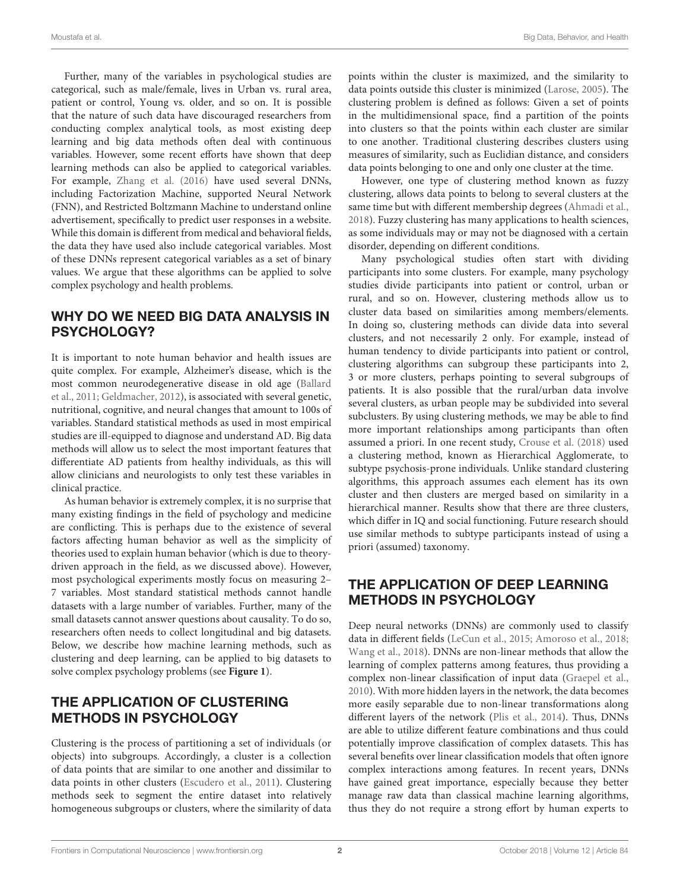Further, many of the variables in psychological studies are categorical, such as male/female, lives in Urban vs. rural area, patient or control, Young vs. older, and so on. It is possible that the nature of such data have discouraged researchers from conducting complex analytical tools, as most existing deep learning and big data methods often deal with continuous variables. However, some recent efforts have shown that deep learning methods can also be applied to categorical variables. For example, Zhang et al. (2016) have used several DNNs, including Factorization Machine, supported Neural Network (FNN), and Restricted Boltzmann Machine to understand online advertisement, specifically to predict user responses in a website. While this domain is different from medical and behavioral fields, the data they have used also include categorical variables. Most of these DNNs represent categorical variables as a set of binary values. We argue that these algorithms can be applied to solve complex psychology and health problems.

## WHY DO WE NEED BIG DATA ANALYSIS IN PSYCHOLOGY?

It is important to note human behavior and health issues are quite complex. For example, Alzheimer's disease, which is the most common neurodegenerative disease in old age (Ballard et al., 2011; Geldmacher, 2012), is associated with several genetic, nutritional, cognitive, and neural changes that amount to 100s of variables. Standard statistical methods as used in most empirical studies are ill-equipped to diagnose and understand AD. Big data methods will allow us to select the most important features that differentiate AD patients from healthy individuals, as this will allow clinicians and neurologists to only test these variables in clinical practice.

As human behavior is extremely complex, it is no surprise that many existing findings in the field of psychology and medicine are conflicting. This is perhaps due to the existence of several factors affecting human behavior as well as the simplicity of theories used to explain human behavior (which is due to theory-driven approach in the field, as we discussed above). However, most psychological experiments mostly focus on measuring 2–7 variables. Most standard statistical methods cannot handle datasets with a large number of variables. Further, many of the small datasets cannot answer questions about causality. To do so, researchers often needs to collect longitudinal and big datasets. Below, we describe how machine learning methods, such as clustering and deep learning, can be applied to big datasets to solve complex psychology problems (see **Figure 1**).

## THE APPLICATION OF CLUSTERING METHODS IN PSYCHOLOGY

Clustering is the process of partitioning a set of individuals (or objects) into subgroups. Accordingly, a cluster is a collection of data points that are similar to one another and dissimilar to data points in other clusters (Escudero et al., 2011). Clustering methods seek to segment the entire dataset into relatively homogeneous subgroups or clusters, where the similarity of data points within the cluster is maximized, and the similarity to data points outside this cluster is minimized (Larose, 2005). The clustering problem is defined as follows: Given a set of points in the multidimensional space, find a partition of the points into clusters so that the points within each cluster are similar to one another. Traditional clustering describes clusters using measures of similarity, such as Euclidian distance, and considers data points belonging to one and only one cluster at the time.

However, one type of clustering method known as fuzzy clustering, allows data points to belong to several clusters at the same time but with different membership degrees (Ahmadi et al., 2018). Fuzzy clustering has many applications to health sciences, as some individuals may or may not be diagnosed with a certain disorder, depending on different conditions.

Many psychological studies often start with dividing participants into some clusters. For example, many psychology studies divide participants into patient or control, urban or rural, and so on. However, clustering methods allow us to cluster data based on similarities among members/elements. In doing so, clustering methods can divide data into several clusters, and not necessarily 2 only. For example, instead of human tendency to divide participants into patient or control, clustering algorithms can subgroup these participants into 2, 3 or more clusters, perhaps pointing to several subgroups of patients. It is also possible that the rural/urban data involve several clusters, as urban people may be subdivided into several subclusters. By using clustering methods, we may be able to find more important relationships among participants than often assumed a priori. In one recent study, Crouse et al. (2018) used a clustering method, known as Hierarchical Agglomerate, to subtype psychosis-prone individuals. Unlike standard clustering algorithms, this approach assumes each element has its own cluster and then clusters are merged based on similarity in a hierarchical manner. Results show that there are three clusters, which differ in IQ and social functioning. Future research should use similar methods to subtype participants instead of using a priori (assumed) taxonomy.

## THE APPLICATION OF DEEP LEARNING METHODS IN PSYCHOLOGY

Deep neural networks (DNNs) are commonly used to classify data in different fields (LeCun et al., 2015; Amoroso et al., 2018; Wang et al., 2018). DNNs are non-linear methods that allow the learning of complex patterns among features, thus providing a complex non-linear classification of input data (Graepel et al., 2010). With more hidden layers in the network, the data becomes more easily separable due to non-linear transformations along different layers of the network (Plis et al., 2014). Thus, DNNs are able to utilize different feature combinations and thus could potentially improve classification of complex datasets. This has several benefits over linear classification models that often ignore complex interactions among features. In recent years, DNNs have gained great importance, especially because they better manage raw data than classical machine learning algorithms, thus they do not require a strong effort by human experts to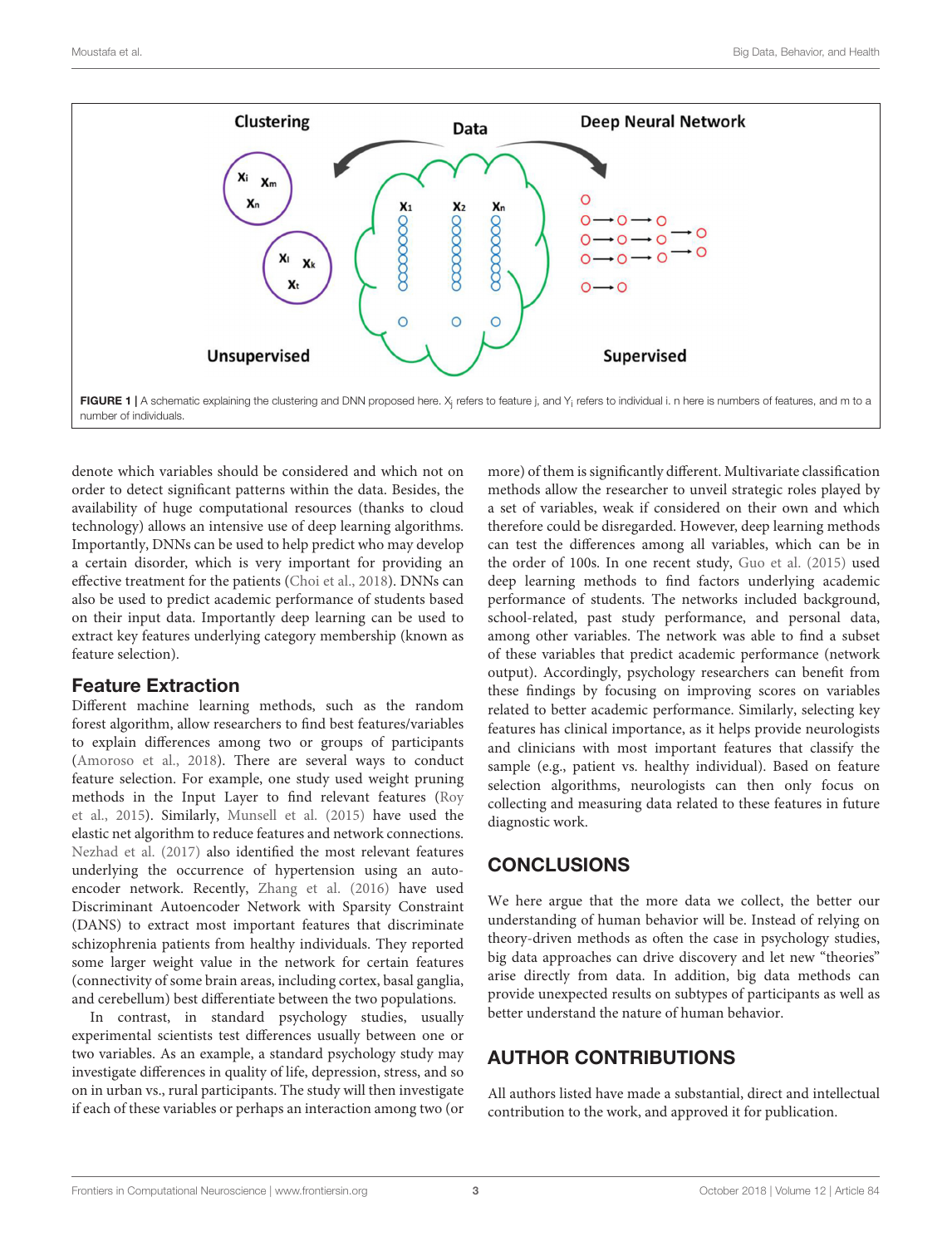Clustering

Data

Deep Neural Network

Unsupervised

Supervised

**FIGURE 1** | A schematic explaining the clustering and DNN proposed here. $X_j$ refers to feature j, and $Y_i$ refers to individual i. n here is numbers of features, and m to a number of individuals.

denote which variables should be considered and which not on order to detect significant patterns within the data. Besides, the availability of huge computational resources (thanks to cloud technology) allows an intensive use of deep learning algorithms. Importantly, DNNs can be used to help predict who may develop a certain disorder, which is very important for providing an effective treatment for the patients (Choi et al., 2018). DNNs can also be used to predict academic performance of students based on their input data. Importantly deep learning can be used to extract key features underlying category membership (known as feature selection).

## Feature Extraction

Different machine learning methods, such as the random forest algorithm, allow researchers to find best features/variables to explain differences among two or groups of participants (Amoroso et al., 2018). There are several ways to conduct feature selection. For example, one study used weight pruning methods in the Input Layer to find relevant features (Roy et al., 2015). Similarly, Munsell et al. (2015) have used the elastic net algorithm to reduce features and network connections. Nezhad et al. (2017) also identified the most relevant features underlying the occurrence of hypertension using an auto-encoder network. Recently, Zhang et al. (2016) have used Discriminant Autoencoder Network with Sparsity Constraint (DANS) to extract most important features that discriminate schizophrenia patients from healthy individuals. They reported some larger weight value in the network for certain features (connectivity of some brain areas, including cortex, basal ganglia, and cerebellum) best differentiate between the two populations.

In contrast, in standard psychology studies, usually experimental scientists test differences usually between one or two variables. As an example, a standard psychology study may investigate differences in quality of life, depression, stress, and so on in urban vs., rural participants. The study will then investigate if each of these variables or perhaps an interaction among two (or more) of them is significantly different. Multivariate classification methods allow the researcher to unveil strategic roles played by a set of variables, weak if considered on their own and which therefore could be disregarded. However, deep learning methods can test the differences among all variables, which can be in the order of 100s. In one recent study, Guo et al. (2015) used deep learning methods to find factors underlying academic performance of students. The networks included background, school-related, past study performance, and personal data, among other variables. The network was able to find a subset of these variables that predict academic performance (network output). Accordingly, psychology researchers can benefit from these findings by focusing on improving scores on variables related to better academic performance. Similarly, selecting key features has clinical importance, as it helps provide neurologists and clinicians with most important features that classify the sample (e.g., patient vs. healthy individual). Based on feature selection algorithms, neurologists can then only focus on collecting and measuring data related to these features in future diagnostic work.

# CONCLUSIONS

We here argue that the more data we collect, the better our understanding of human behavior will be. Instead of relying on theory-driven methods as often the case in psychology studies, big data approaches can drive discovery and let new "theories" arise directly from data. In addition, big data methods can provide unexpected results on subtypes of participants as well as better understand the nature of human behavior.

# AUTHOR CONTRIBUTIONS

All authors listed have made a substantial, direct and intellectual contribution to the work, and approved it for publication.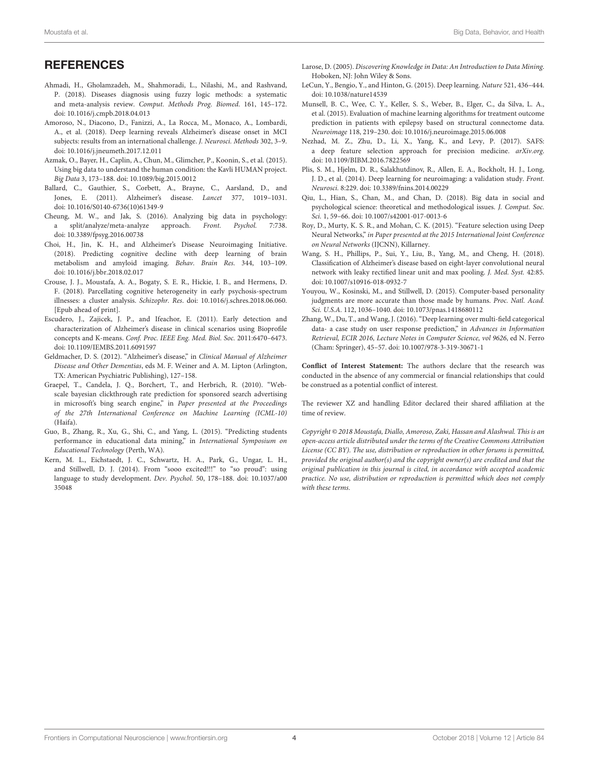## REFERENCES

Ahmadi, H., Gholamzadeh, M., Shahmoradi, L., Nilashi, M., and Rashvand, P. (2018). Diseases diagnosis using fuzzy logic methods: a systematic and meta-analysis review. *Comput. Methods Prog. Biomed.* 161, 145–172. doi: 10.1016/j.cmpb.2018.04.013

Amoroso, N., Diacono, D., Fanizzi, A., La Rocca, M., Monaco, A., Lombardi, A., et al. (2018). Deep learning reveals Alzheimer's disease onset in MCI subjects: results from an international challenge. *J. Neurosci. Methods* 302, 3–9. doi: 10.1016/j.jneumeth.2017.12.011

Azmak, O., Bayer, H., Caplin, A., Chun, M., Glimcher, P., Koonin, S., et al. (2015). Using big data to understand the human condition: the Kavli HUMAN project. *Big Data* 3, 173–188. doi: 10.1089/big.2015.0012

Ballard, C., Gauthier, S., Corbett, A., Brayne, C., Aarsland, D., and Jones, E. (2011). Alzheimer's disease. *Lancet* 377, 1019–1031. doi: 10.1016/S0140-6736(10)61349-9

Cheung, M. W., and Jak, S. (2016). Analyzing big data in psychology: a split/analyze/meta-analyze approach. *Front. Psychol.* 7:738. doi: 10.3389/fpsyg.2016.00738

Choi, H., Jin, K. H., and Alzheimer's Disease Neuroimaging Initiative. (2018). Predicting cognitive decline with deep learning of brain metabolism and amyloid imaging. *Behav. Brain Res.* 344, 103–109. doi: 10.1016/j.bbr.2018.02.017

Crouse, J. J., Moustafa, A. A., Bogaty, S. E. R., Hickie, I. B., and Hermens, D. F. (2018). Parcellating cognitive heterogeneity in early psychosis-spectrum illnesses: a cluster analysis. *Schizophr. Res*. doi: 10.1016/j.schres.2018.06.060. [Epub ahead of print].

Escudero, J., Zajicek, J. P., and Ifeachor, E. (2011). Early detection and characterization of Alzheimer's disease in clinical scenarios using Bioprofile concepts and K-means. *Conf. Proc. IEEE Eng. Med. Biol. Soc.* 2011:6470–6473. doi: 10.1109/IEMBS.2011.6091597

Geldmacher, D. S. (2012). "Alzheimer's disease," in *Clinical Manual of Alzheimer Disease and Other Dementias*, eds M. F. Weiner and A. M. Lipton (Arlington, TX: American Psychiatric Publishing), 127–158.

Graepel, T., Candela, J. Q., Borchert, T., and Herbrich, R. (2010). "Web-scale bayesian clickthrough rate prediction for sponsored search advertising in microsoft's bing search engine," in *Paper presented at the Proceedings of the 27th International Conference on Machine Learning (ICML-10)* (Haifa).

Guo, B., Zhang, R., Xu, G., Shi, C., and Yang, L. (2015). "Predicting students performance in educational data mining," in *International Symposium on Educational Technology* (Perth, WA).

Kern, M. L., Eichstaedt, J. C., Schwartz, H. A., Park, G., Ungar, L. H., and Stillwell, D. J. (2014). From "sooo excited!!!" to "so proud": using language to study development. *Dev. Psychol.* 50, 178–188. doi: 10.1037/a0035048

Larose, D. (2005). *Discovering Knowledge in Data: An Introduction to Data Mining*. Hoboken, NJ: John Wiley & Sons.

LeCun, Y., Bengio, Y., and Hinton, G. (2015). Deep learning. *Nature* 521, 436–444. doi: 10.1038/nature14539

Munsell, B. C., Wee, C. Y., Keller, S. S., Weber, B., Elger, C., da Silva, L. A., et al. (2015). Evaluation of machine learning algorithms for treatment outcome prediction in patients with epilepsy based on structural connectome data. *Neuroimage* 118, 219–230. doi: 10.1016/j.neuroimage.2015.06.008

Nezhad, M. Z., Zhu, D., Li, X., Yang, K., and Levy, P. (2017). SAFS: a deep feature selection approach for precision medicine. *arXiv.org*. doi: 10.1109/BIBM.2016.7822569

Plis, S. M., Hjelm, D. R., Salakhutdinov, R., Allen, E. A., Bockholt, H. J., Long, J. D., et al. (2014). Deep learning for neuroimaging: a validation study. *Front. Neurosci.* 8:229. doi: 10.3389/fnins.2014.00229

Qiu, L., Hian, S., Chan, M., and Chan, D. (2018). Big data in social and psychological science: theoretical and methodological issues. *J. Comput. Soc. Sci.* 1, 59–66. doi: 10.1007/s42001-017-0013-6

Roy, D., Murty, K. S. R., and Mohan, C. K. (2015). "Feature selection using Deep Neural Networks," *in Paper presented at the 2015 International Joint Conference on Neural Networks* (IJCNN), Killarney.

Wang, S. H., Phillips, P., Sui, Y., Liu, B., Yang, M., and Cheng, H. (2018). Classification of Alzheimer's disease based on eight-layer convolutional neural network with leaky rectified linear unit and max pooling. *J. Med. Syst.* 42:85. doi: 10.1007/s10916-018-0932-7

Youyou, W., Kosinski, M., and Stillwell, D. (2015). Computer-based personality judgments are more accurate than those made by humans. *Proc. Natl. Acad. Sci. U.S.A.* 112, 1036–1040. doi: 10.1073/pnas.1418680112

Zhang, W., Du, T., and Wang, J. (2016). "Deep learning over multi-field categorical data- a case study on user response prediction," in *Advances in Information Retrieval, ECIR 2016, Lecture Notes in Computer Science, vol 9626*, ed N. Ferro (Cham: Springer), 45–57. doi: 10.1007/978-3-319-30671-1

**Conflict of Interest Statement:** The authors declare that the research was conducted in the absence of any commercial or financial relationships that could be construed as a potential conflict of interest.

The reviewer XZ and handling Editor declared their shared affiliation at the time of review.

*Copyright © 2018 Moustafa, Diallo, Amoroso, Zaki, Hassan and Alashwal. This is an open-access article distributed under the terms of the Creative Commons Attribution License (CC BY). The use, distribution or reproduction in other forums is permitted, provided the original author(s) and the copyright owner(s) are credited and that the original publication in this journal is cited, in accordance with accepted academic practice. No use, distribution or reproduction is permitted which does not comply with these terms.*